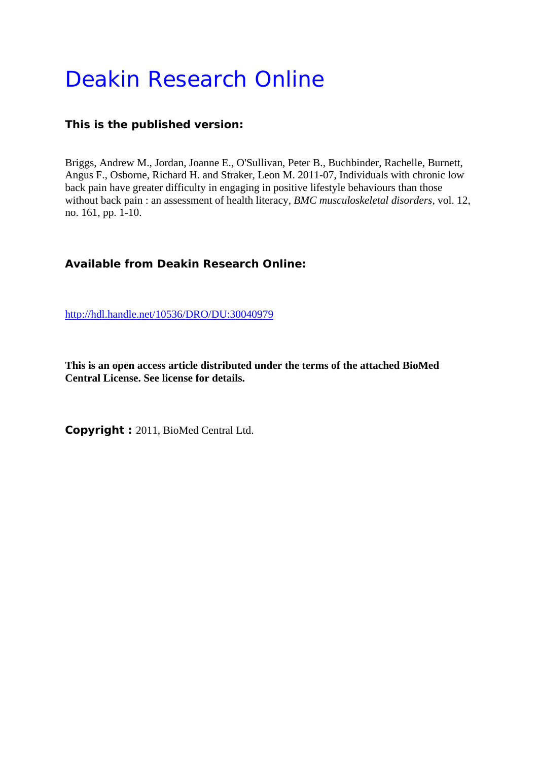# Deakin Research Online

**This is the published version:**

Briggs, Andrew M., Jordan, Joanne E., O'Sullivan, Peter B., Buchbinder, Rachelle, Burnett, Angus F., Osborne, Richard H. and Straker, Leon M. 2011-07, Individuals with chronic low back pain have greater difficulty in engaging in positive lifestyle behaviours than those without back pain : an assessment of health literacy, *BMC musculoskeletal disorders*, vol. 12, no. 161, pp. 1-10.

**Available from Deakin Research Online:**

http://hdl.handle.net/10536/DRO/DU:30040979

**This is an open access article distributed under the terms of the attached BioMed Central License. See license for details.**

**Copyright :** 2011, BioMed Central Ltd.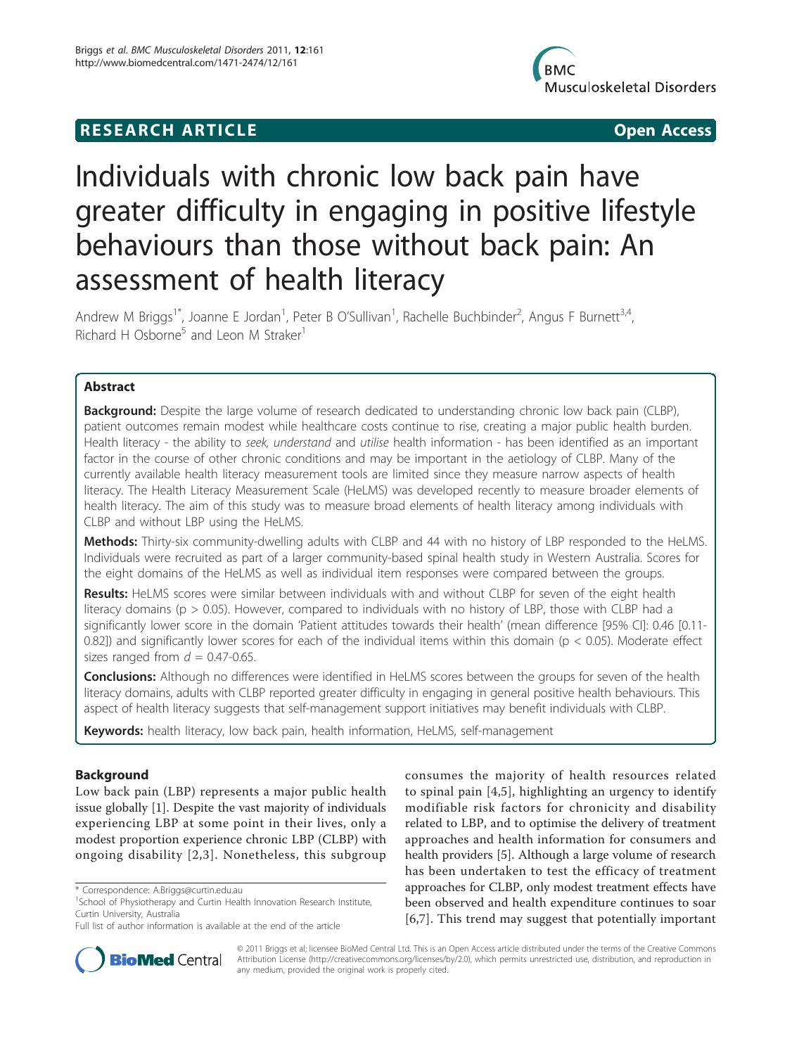# Individuals with chronic low back pain have greater difficulty in engaging in positive lifestyle behaviours than those without back pain: An assessment of health literacy

Andrew M Briggs[1*], Joanne E Jordan[1], Peter B O'Sullivan[1], Rachelle Buchbinder[2], Angus F Burnett[3,4], Richard H Osborne[5] and Leon M Straker[1]

## Abstract

**Background:** Despite the large volume of research dedicated to understanding chronic low back pain (CLBP), patient outcomes remain modest while healthcare costs continue to rise, creating a major public health burden. Health literacy - the ability to *seek, understand* and *utilise* health information - has been identified as an important factor in the course of other chronic conditions and may be important in the aetiology of CLBP. Many of the currently available health literacy measurement tools are limited since they measure narrow aspects of health literacy. The Health Literacy Measurement Scale (HeLMS) was developed recently to measure broader elements of health literacy. The aim of this study was to measure broad elements of health literacy among individuals with CLBP and without LBP using the HeLMS.

**Methods:** Thirty-six community-dwelling adults with CLBP and 44 with no history of LBP responded to the HeLMS. Individuals were recruited as part of a larger community-based spinal health study in Western Australia. Scores for the eight domains of the HeLMS as well as individual item responses were compared between the groups.

**Results:** HeLMS scores were similar between individuals with and without CLBP for seven of the eight health literacy domains ($p > 0.05$). However, compared to individuals with no history of LBP, those with CLBP had a significantly lower score in the domain 'Patient attitudes towards their health' (mean difference [95% CI]: 0.46 [0.11-0.82]) and significantly lower scores for each of the individual items within this domain ($p < 0.05$). Moderate effect sizes ranged from $d = 0.47$-$0.65$.

**Conclusions:** Although no differences were identified in HeLMS scores between the groups for seven of the health literacy domains, adults with CLBP reported greater difficulty in engaging in general positive health behaviours. This aspect of health literacy suggests that self-management support initiatives may benefit individuals with CLBP.

**Keywords:** health literacy, low back pain, health information, HeLMS, self-management

## Background

Low back pain (LBP) represents a major public health issue globally [1]. Despite the vast majority of individuals experiencing LBP at some point in their lives, only a modest proportion experience chronic LBP (CLBP) with ongoing disability [2,3]. Nonetheless, this subgroup consumes the majority of health resources related to spinal pain [4,5], highlighting an urgency to identify modifiable risk factors for chronicity and disability related to LBP, and to optimise the delivery of treatment approaches and health information for consumers and health providers [5]. Although a large volume of research has been undertaken to test the efficacy of treatment approaches for CLBP, only modest treatment effects have been observed and health expenditure continues to soar [6,7]. This trend may suggest that potentially important

\* Correspondence: A.Briggs@curtin.edu.au
[1]School of Physiotherapy and Curtin Health Innovation Research Institute, Curtin University, Australia
Full list of author information is available at the end of the article

© 2011 Briggs et al; licensee BioMed Central Ltd. This is an Open Access article distributed under the terms of the Creative Commons Attribution License (http://creativecommons.org/licenses/by/2.0), which permits unrestricted use, distribution, and reproduction in any medium, provided the original work is properly cited.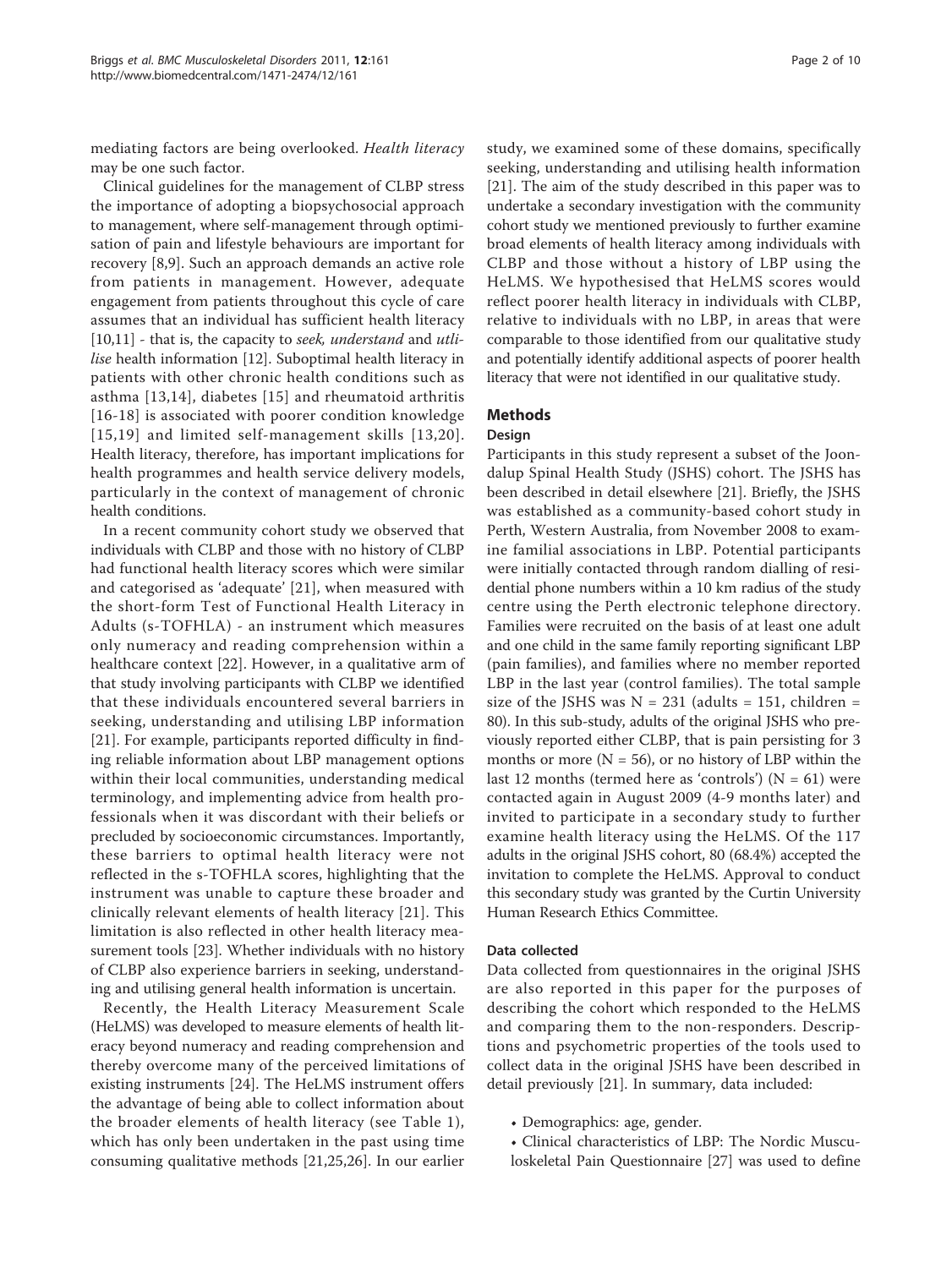mediating factors are being overlooked. *Health literacy* may be one such factor.

Clinical guidelines for the management of CLBP stress the importance of adopting a biopsychosocial approach to management, where self-management through optimisation of pain and lifestyle behaviours are important for recovery [8,9]. Such an approach demands an active role from patients in management. However, adequate engagement from patients throughout this cycle of care assumes that an individual has sufficient health literacy [10,11] - that is, the capacity to *seek*, *understand* and *utilise* health information [12]. Suboptimal health literacy in patients with other chronic health conditions such as asthma [13,14], diabetes [15] and rheumatoid arthritis [16-18] is associated with poorer condition knowledge [15,19] and limited self-management skills [13,20]. Health literacy, therefore, has important implications for health programmes and health service delivery models, particularly in the context of management of chronic health conditions.

In a recent community cohort study we observed that individuals with CLBP and those with no history of CLBP had functional health literacy scores which were similar and categorised as 'adequate' [21], when measured with the short-form Test of Functional Health Literacy in Adults (s-TOFHLA) - an instrument which measures only numeracy and reading comprehension within a healthcare context [22]. However, in a qualitative arm of that study involving participants with CLBP we identified that these individuals encountered several barriers in seeking, understanding and utilising LBP information [21]. For example, participants reported difficulty in finding reliable information about LBP management options within their local communities, understanding medical terminology, and implementing advice from health professionals when it was discordant with their beliefs or precluded by socioeconomic circumstances. Importantly, these barriers to optimal health literacy were not reflected in the s-TOFHLA scores, highlighting that the instrument was unable to capture these broader and clinically relevant elements of health literacy [21]. This limitation is also reflected in other health literacy measurement tools [23]. Whether individuals with no history of CLBP also experience barriers in seeking, understanding and utilising general health information is uncertain.

Recently, the Health Literacy Measurement Scale (HeLMS) was developed to measure elements of health literacy beyond numeracy and reading comprehension and thereby overcome many of the perceived limitations of existing instruments [24]. The HeLMS instrument offers the advantage of being able to collect information about the broader elements of health literacy (see Table 1), which has only been undertaken in the past using time consuming qualitative methods [21,25,26]. In our earlier study, we examined some of these domains, specifically seeking, understanding and utilising health information [21]. The aim of the study described in this paper was to undertake a secondary investigation with the community cohort study we mentioned previously to further examine broad elements of health literacy among individuals with CLBP and those without a history of LBP using the HeLMS. We hypothesised that HeLMS scores would reflect poorer health literacy in individuals with CLBP, relative to individuals with no LBP, in areas that were comparable to those identified from our qualitative study and potentially identify additional aspects of poorer health literacy that were not identified in our qualitative study.

## Methods

### Design

Participants in this study represent a subset of the Joondalup Spinal Health Study (JSHS) cohort. The JSHS has been described in detail elsewhere [21]. Briefly, the JSHS was established as a community-based cohort study in Perth, Western Australia, from November 2008 to examine familial associations in LBP. Potential participants were initially contacted through random dialling of residential phone numbers within a 10 km radius of the study centre using the Perth electronic telephone directory. Families were recruited on the basis of at least one adult and one child in the same family reporting significant LBP (pain families), and families where no member reported LBP in the last year (control families). The total sample size of the JSHS was N = 231 (adults = 151, children = 80). In this sub-study, adults of the original JSHS who previously reported either CLBP, that is pain persisting for 3 months or more (N = 56), or no history of LBP within the last 12 months (termed here as 'controls') (N = 61) were contacted again in August 2009 (4-9 months later) and invited to participate in a secondary study to further examine health literacy using the HeLMS. Of the 117 adults in the original JSHS cohort, 80 (68.4%) accepted the invitation to complete the HeLMS. Approval to conduct this secondary study was granted by the Curtin University Human Research Ethics Committee.

### Data collected

Data collected from questionnaires in the original JSHS are also reported in this paper for the purposes of describing the cohort which responded to the HeLMS and comparing them to the non-responders. Descriptions and psychometric properties of the tools used to collect data in the original JSHS have been described in detail previously [21]. In summary, data included:

- Demographics: age, gender.
- Clinical characteristics of LBP: The Nordic Musculoskeletal Pain Questionnaire [27] was used to define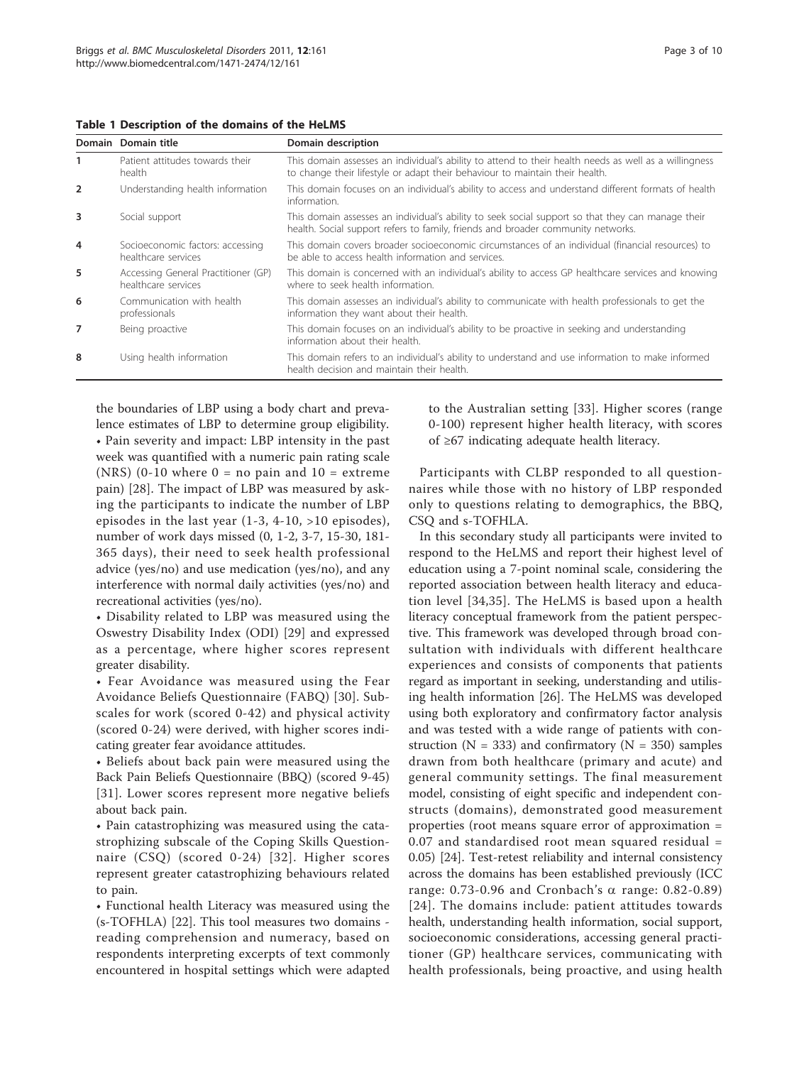**Table 1 Description of the domains of the HeLMS**

| Domain | Domain title | Domain description |
|---|---|---|
| 1 | Patient attitudes towards their health | This domain assesses an individual's ability to attend to their health needs as well as a willingness to change their lifestyle or adapt their behaviour to maintain their health. |
| 2 | Understanding health information | This domain focuses on an individual's ability to access and understand different formats of health information. |
| 3 | Social support | This domain assesses an individual's ability to seek social support so that they can manage their health. Social support refers to family, friends and broader community networks. |
| 4 | Socioeconomic factors: accessing healthcare services | This domain covers broader socioeconomic circumstances of an individual (financial resources) to be able to access health information and services. |
| 5 | Accessing General Practitioner (GP) healthcare services | This domain is concerned with an individual's ability to access GP healthcare services and knowing where to seek health information. |
| 6 | Communication with health professionals | This domain assesses an individual's ability to communicate with health professionals to get the information they want about their health. |
| 7 | Being proactive | This domain focuses on an individual's ability to be proactive in seeking and understanding information about their health. |
| 8 | Using health information | This domain refers to an individual's ability to understand and use information to make informed health decision and maintain their health. |

the boundaries of LBP using a body chart and prevalence estimates of LBP to determine group eligibility.

- Pain severity and impact: LBP intensity in the past week was quantified with a numeric pain rating scale (NRS) (0-10 where 0 = no pain and 10 = extreme pain) [28]. The impact of LBP was measured by asking the participants to indicate the number of LBP episodes in the last year (1-3, 4-10, >10 episodes), number of work days missed (0, 1-2, 3-7, 15-30, 181-365 days), their need to seek health professional advice (yes/no) and use medication (yes/no), and any interference with normal daily activities (yes/no) and recreational activities (yes/no).
- Disability related to LBP was measured using the Oswestry Disability Index (ODI) [29] and expressed as a percentage, where higher scores represent greater disability.
- Fear Avoidance was measured using the Fear Avoidance Beliefs Questionnaire (FABQ) [30]. Subscales for work (scored 0-42) and physical activity (scored 0-24) were derived, with higher scores indicating greater fear avoidance attitudes.
- Beliefs about back pain were measured using the Back Pain Beliefs Questionnaire (BBQ) (scored 9-45) [31]. Lower scores represent more negative beliefs about back pain.
- Pain catastrophizing was measured using the catastrophizing subscale of the Coping Skills Questionnaire (CSQ) (scored 0-24) [32]. Higher scores represent greater catastrophizing behaviours related to pain.
- Functional health Literacy was measured using the (s-TOFHLA) [22]. This tool measures two domains - reading comprehension and numeracy, based on respondents interpreting excerpts of text commonly encountered in hospital settings which were adapted to the Australian setting [33]. Higher scores (range 0-100) represent higher health literacy, with scores of ≥67 indicating adequate health literacy.

Participants with CLBP responded to all questionnaires while those with no history of LBP responded only to questions relating to demographics, the BBQ, CSQ and s-TOFHLA.

In this secondary study all participants were invited to respond to the HeLMS and report their highest level of education using a 7-point nominal scale, considering the reported association between health literacy and education level [34,35]. The HeLMS is based upon a health literacy conceptual framework from the patient perspective. This framework was developed through broad consultation with individuals with different healthcare experiences and consists of components that patients regard as important in seeking, understanding and utilising health information [26]. The HeLMS was developed using both exploratory and confirmatory factor analysis and was tested with a wide range of patients with construction (N = 333) and confirmatory (N = 350) samples drawn from both healthcare (primary and acute) and general community settings. The final measurement model, consisting of eight specific and independent constructs (domains), demonstrated good measurement properties (root means square error of approximation = 0.07 and standardised root mean squared residual = 0.05) [24]. Test-retest reliability and internal consistency across the domains has been established previously (ICC range: 0.73-0.96 and Cronbach's $\alpha$ range: 0.82-0.89) [24]. The domains include: patient attitudes towards health, understanding health information, social support, socioeconomic considerations, accessing general practitioner (GP) healthcare services, communicating with health professionals, being proactive, and using health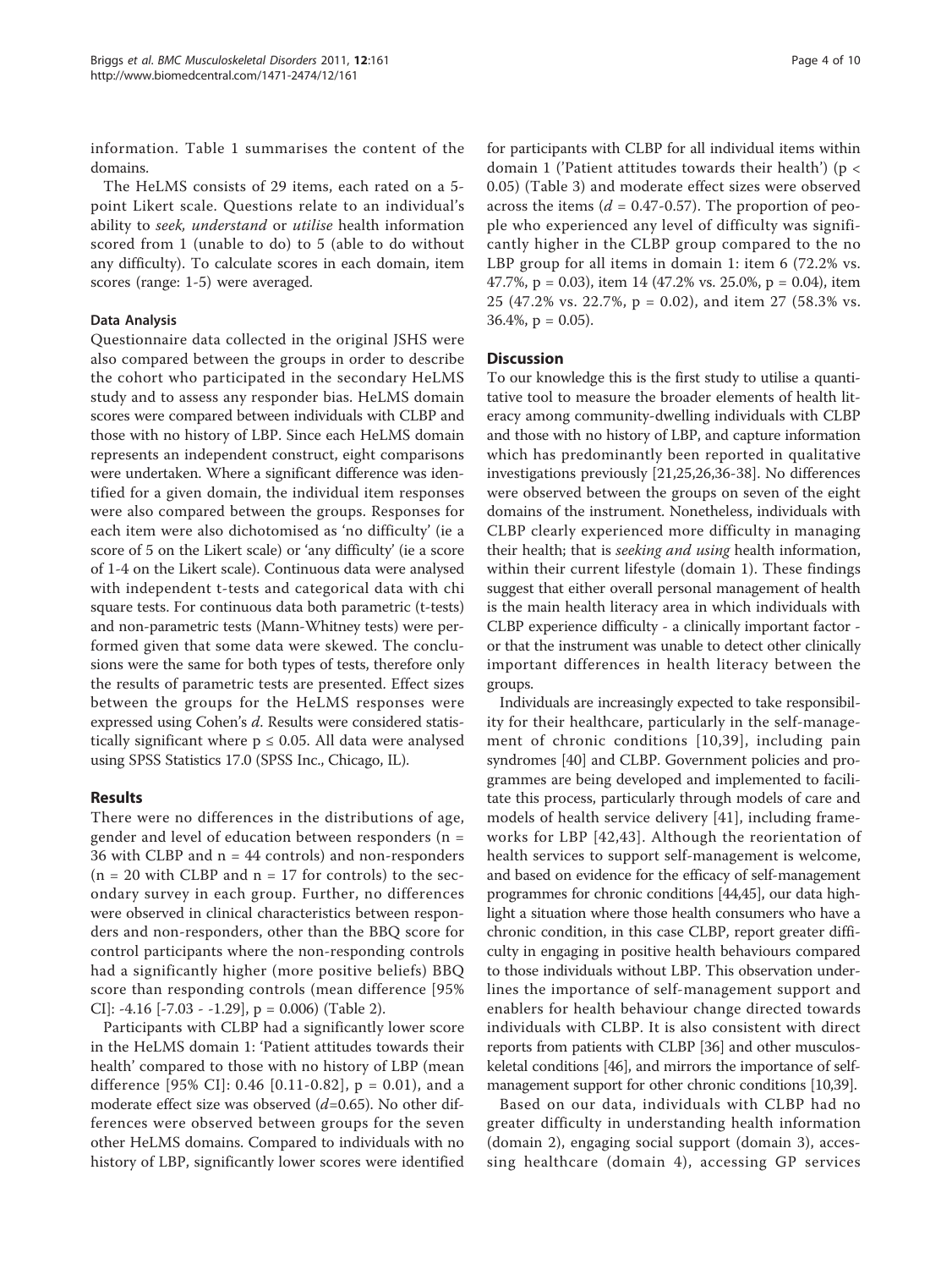information. Table 1 summarises the content of the domains.

The HeLMS consists of 29 items, each rated on a 5-point Likert scale. Questions relate to an individual's ability to *seek*, *understand* or *utilise* health information scored from 1 (unable to do) to 5 (able to do without any difficulty). To calculate scores in each domain, item scores (range: 1-5) were averaged.

#### Data Analysis

Questionnaire data collected in the original JSHS were also compared between the groups in order to describe the cohort who participated in the secondary HeLMS study and to assess any responder bias. HeLMS domain scores were compared between individuals with CLBP and those with no history of LBP. Since each HeLMS domain represents an independent construct, eight comparisons were undertaken. Where a significant difference was identified for a given domain, the individual item responses were also compared between the groups. Responses for each item were also dichotomised as 'no difficulty' (ie a score of 5 on the Likert scale) or 'any difficulty' (ie a score of 1-4 on the Likert scale). Continuous data were analysed with independent t-tests and categorical data with chi square tests. For continuous data both parametric (t-tests) and non-parametric tests (Mann-Whitney tests) were performed given that some data were skewed. The conclusions were the same for both types of tests, therefore only the results of parametric tests are presented. Effect sizes between the groups for the HeLMS responses were expressed using Cohen's $d$. Results were considered statistically significant where $p \leq 0.05$. All data were analysed using SPSS Statistics 17.0 (SPSS Inc., Chicago, IL).

## Results

There were no differences in the distributions of age, gender and level of education between responders (n = 36 with CLBP and n = 44 controls) and non-responders (n = 20 with CLBP and n = 17 for controls) to the secondary survey in each group. Further, no differences were observed in clinical characteristics between responders and non-responders, other than the BBQ score for control participants where the non-responding controls had a significantly higher (more positive beliefs) BBQ score than responding controls (mean difference [95% CI]: -4.16 [-7.03 - -1.29], p = 0.006) (Table 2).

Participants with CLBP had a significantly lower score in the HeLMS domain 1: 'Patient attitudes towards their health' compared to those with no history of LBP (mean difference [95% CI]: 0.46 [0.11-0.82], p = 0.01), and a moderate effect size was observed ($d$=0.65). No other differences were observed between groups for the seven other HeLMS domains. Compared to individuals with no history of LBP, significantly lower scores were identified for participants with CLBP for all individual items within domain 1 ('Patient attitudes towards their health') ($p < 0.05$) (Table 3) and moderate effect sizes were observed across the items ($d$ = 0.47-0.57). The proportion of people who experienced any level of difficulty was significantly higher in the CLBP group compared to the no LBP group for all items in domain 1: item 6 (72.2% vs. 47.7%, p = 0.03), item 14 (47.2% vs. 25.0%, p = 0.04), item 25 (47.2% vs. 22.7%, p = 0.02), and item 27 (58.3% vs. 36.4%, p = 0.05).

## Discussion

To our knowledge this is the first study to utilise a quantitative tool to measure the broader elements of health literacy among community-dwelling individuals with CLBP and those with no history of LBP, and capture information which has predominantly been reported in qualitative investigations previously [21,25,26,36-38]. No differences were observed between the groups on seven of the eight domains of the instrument. Nonetheless, individuals with CLBP clearly experienced more difficulty in managing their health; that is *seeking and using* health information, within their current lifestyle (domain 1). These findings suggest that either overall personal management of health is the main health literacy area in which individuals with CLBP experience difficulty - a clinically important factor - or that the instrument was unable to detect other clinically important differences in health literacy between the groups.

Individuals are increasingly expected to take responsibility for their healthcare, particularly in the self-management of chronic conditions [10,39], including pain syndromes [40] and CLBP. Government policies and programmes are being developed and implemented to facilitate this process, particularly through models of care and models of health service delivery [41], including frameworks for LBP [42,43]. Although the reorientation of health services to support self-management is welcome, and based on evidence for the efficacy of self-management programmes for chronic conditions [44,45], our data highlight a situation where those health consumers who have a chronic condition, in this case CLBP, report greater difficulty in engaging in positive health behaviours compared to those individuals without LBP. This observation underlines the importance of self-management support and enablers for health behaviour change directed towards individuals with CLBP. It is also consistent with direct reports from patients with CLBP [36] and other musculoskeletal conditions [46], and mirrors the importance of self-management support for other chronic conditions [10,39].

Based on our data, individuals with CLBP had no greater difficulty in understanding health information (domain 2), engaging social support (domain 3), accessing healthcare (domain 4), accessing GP services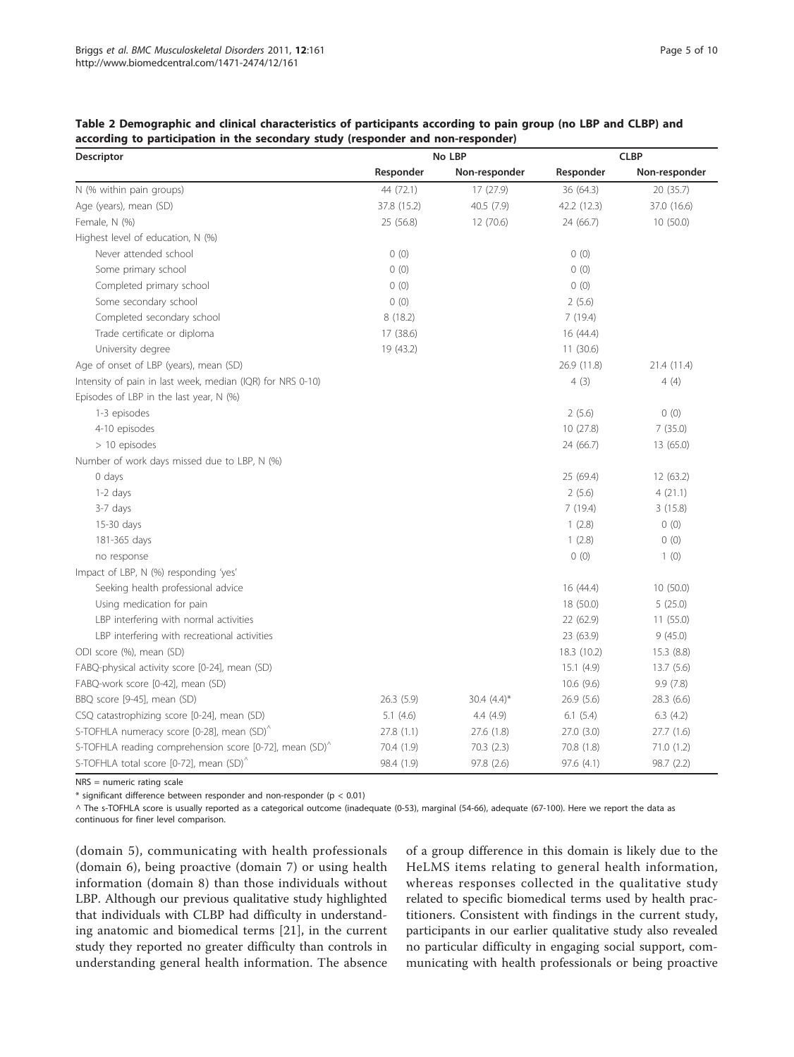**Table 2 Demographic and clinical characteristics of participants according to pain group (no LBP and CLBP) and according to participation in the secondary study (responder and non-responder)**

| Descriptor | No LBP | | CLBP | |
|---|---|---|---|---|
| | Responder | Non-responder | Responder | Non-responder |
| N (% within pain groups) | 44 (72.1) | 17 (27.9) | 36 (64.3) | 20 (35.7) |
| Age (years), mean (SD) | 37.8 (15.2) | 40.5 (7.9) | 42.2 (12.3) | 37.0 (16.6) |
| Female, N (%) | 25 (56.8) | 12 (70.6) | 24 (66.7) | 10 (50.0) |
| Highest level of education, N (%) | | | | |
| Never attended school | 0 (0) | | 0 (0) | |
| Some primary school | 0 (0) | | 0 (0) | |
| Completed primary school | 0 (0) | | 0 (0) | |
| Some secondary school | 0 (0) | | 2 (5.6) | |
| Completed secondary school | 8 (18.2) | | 7 (19.4) | |
| Trade certificate or diploma | 17 (38.6) | | 16 (44.4) | |
| University degree | 19 (43.2) | | 11 (30.6) | |
| Age of onset of LBP (years), mean (SD) | | | 26.9 (11.8) | 21.4 (11.4) |
| Intensity of pain in last week, median (IQR) for NRS 0-10) | | | 4 (3) | 4 (4) |
| Episodes of LBP in the last year, N (%) | | | | |
| 1-3 episodes | | | 2 (5.6) | 0 (0) |
| 4-10 episodes | | | 10 (27.8) | 7 (35.0) |
| > 10 episodes | | | 24 (66.7) | 13 (65.0) |
| Number of work days missed due to LBP, N (%) | | | | |
| 0 days | | | 25 (69.4) | 12 (63.2) |
| 1-2 days | | | 2 (5.6) | 4 (21.1) |
| 3-7 days | | | 7 (19.4) | 3 (15.8) |
| 15-30 days | | | 1 (2.8) | 0 (0) |
| 181-365 days | | | 1 (2.8) | 0 (0) |
| no response | | | 0 (0) | 1 (0) |
| Impact of LBP, N (%) responding 'yes' | | | | |
| Seeking health professional advice | | | 16 (44.4) | 10 (50.0) |
| Using medication for pain | | | 18 (50.0) | 5 (25.0) |
| LBP interfering with normal activities | | | 22 (62.9) | 11 (55.0) |
| LBP interfering with recreational activities | | | 23 (63.9) | 9 (45.0) |
| ODI score (%), mean (SD) | | | 18.3 (10.2) | 15.3 (8.8) |
| FABQ-physical activity score [0-24], mean (SD) | | | 15.1 (4.9) | 13.7 (5.6) |
| FABQ-work score [0-42], mean (SD) | | | 10.6 (9.6) | 9.9 (7.8) |
| BBQ score [9-45], mean (SD) | 26.3 (5.9) | 30.4 (4.4)* | 26.9 (5.6) | 28.3 (6.6) |
| CSQ catastrophizing score [0-24], mean (SD) | 5.1 (4.6) | 4.4 (4.9) | 6.1 (5.4) | 6.3 (4.2) |
| S-TOFHLA numeracy score [0-28], mean (SD)^ | 27.8 (1.1) | 27.6 (1.8) | 27.0 (3.0) | 27.7 (1.6) |
| S-TOFHLA reading comprehension score [0-72], mean (SD)^ | 70.4 (1.9) | 70.3 (2.3) | 70.8 (1.8) | 71.0 (1.2) |
| S-TOFHLA total score [0-72], mean (SD)^ | 98.4 (1.9) | 97.8 (2.6) | 97.6 (4.1) | 98.7 (2.2) |

NRS = numeric rating scale

* significant difference between responder and non-responder ($p < 0.01$)

^ The s-TOFHLA score is usually reported as a categorical outcome (inadequate (0-53), marginal (54-66), adequate (67-100). Here we report the data as continuous for finer level comparison.

(domain 5), communicating with health professionals (domain 6), being proactive (domain 7) or using health information (domain 8) than those individuals without LBP. Although our previous qualitative study highlighted that individuals with CLBP had difficulty in understanding anatomic and biomedical terms [21], in the current study they reported no greater difficulty than controls in understanding general health information. The absence of a group difference in this domain is likely due to the HeLMS items relating to general health information, whereas responses collected in the qualitative study related to specific biomedical terms used by health practitioners. Consistent with findings in the current study, participants in our earlier qualitative study also revealed no particular difficulty in engaging social support, communicating with health professionals or being proactive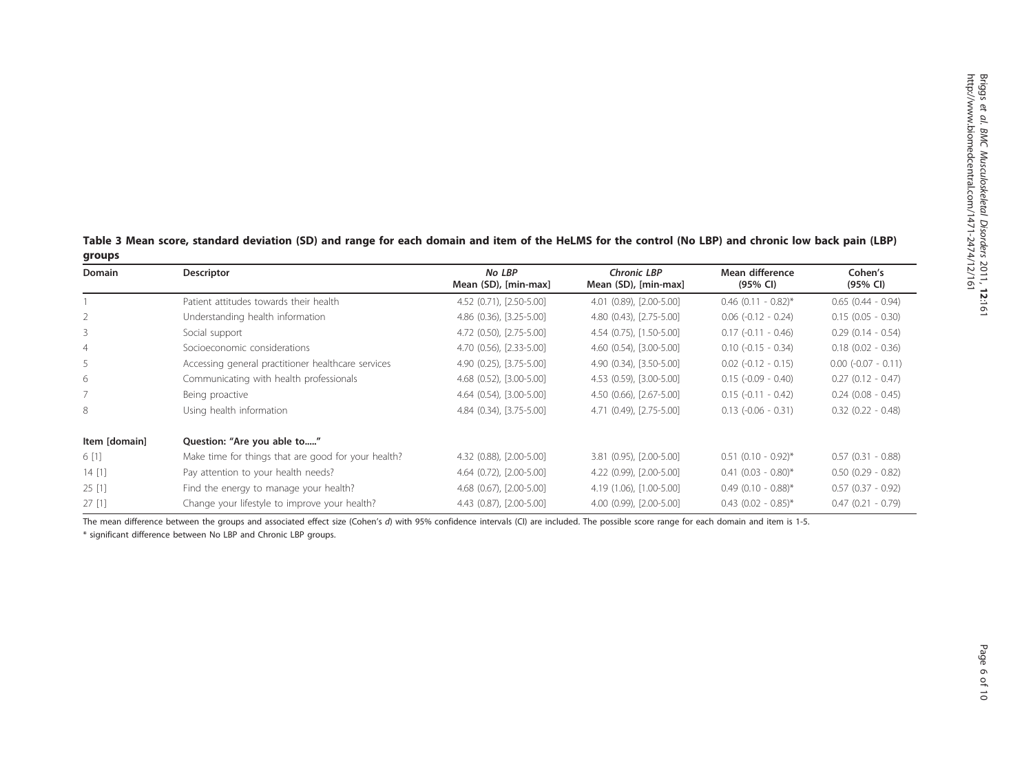**Table 3 Mean score, standard deviation (SD) and range for each domain and item of the HeLMS for the control (No LBP) and chronic low back pain (LBP) groups**

| Domain | Descriptor | *No LBP* Mean (SD), [min-max] | *Chronic LBP* Mean (SD), [min-max] | Mean difference (95% CI) | Cohen's (95% CI) |
|---|---|---|---|---|---|
| 1 | Patient attitudes towards their health | 4.52 (0.71), [2.50-5.00] | 4.01 (0.89), [2.00-5.00] | 0.46 (0.11 - 0.82)* | 0.65 (0.44 - 0.94) |
| 2 | Understanding health information | 4.86 (0.36), [3.25-5.00] | 4.80 (0.43), [2.75-5.00] | 0.06 (-0.12 - 0.24) | 0.15 (0.05 - 0.30) |
| 3 | Social support | 4.72 (0.50), [2.75-5.00] | 4.54 (0.75), [1.50-5.00] | 0.17 (-0.11 - 0.46) | 0.29 (0.14 - 0.54) |
| 4 | Socioeconomic considerations | 4.70 (0.56), [2.33-5.00] | 4.60 (0.54), [3.00-5.00] | 0.10 (-0.15 - 0.34) | 0.18 (0.02 - 0.36) |
| 5 | Accessing general practitioner healthcare services | 4.90 (0.25), [3.75-5.00] | 4.90 (0.34), [3.50-5.00] | 0.02 (-0.12 - 0.15) | 0.00 (-0.07 - 0.11) |
| 6 | Communicating with health professionals | 4.68 (0.52), [3.00-5.00] | 4.53 (0.59), [3.00-5.00] | 0.15 (-0.09 - 0.40) | 0.27 (0.12 - 0.47) |
| 7 | Being proactive | 4.64 (0.54), [3.00-5.00] | 4.50 (0.66), [2.67-5.00] | 0.15 (-0.11 - 0.42) | 0.24 (0.08 - 0.45) |
| 8 | Using health information | 4.84 (0.34), [3.75-5.00] | 4.71 (0.49), [2.75-5.00] | 0.13 (-0.06 - 0.31) | 0.32 (0.22 - 0.48) |
| **Item [domain]** | **Question: "Are you able to....."** | | | | |
| 6 [1] | Make time for things that are good for your health? | 4.32 (0.88), [2.00-5.00] | 3.81 (0.95), [2.00-5.00] | 0.51 (0.10 - 0.92)* | 0.57 (0.31 - 0.88) |
| 14 [1] | Pay attention to your health needs? | 4.64 (0.72), [2.00-5.00] | 4.22 (0.99), [2.00-5.00] | 0.41 (0.03 - 0.80)* | 0.50 (0.29 - 0.82) |
| 25 [1] | Find the energy to manage your health? | 4.68 (0.67), [2.00-5.00] | 4.19 (1.06), [1.00-5.00] | 0.49 (0.10 - 0.88)* | 0.57 (0.37 - 0.92) |
| 27 [1] | Change your lifestyle to improve your health? | 4.43 (0.87), [2.00-5.00] | 4.00 (0.99), [2.00-5.00] | 0.43 (0.02 - 0.85)* | 0.47 (0.21 - 0.79) |

The mean difference between the groups and associated effect size (Cohen's *d*) with 95% confidence intervals (CI) are included. The possible score range for each domain and item is 1-5.

* significant difference between No LBP and Chronic LBP groups.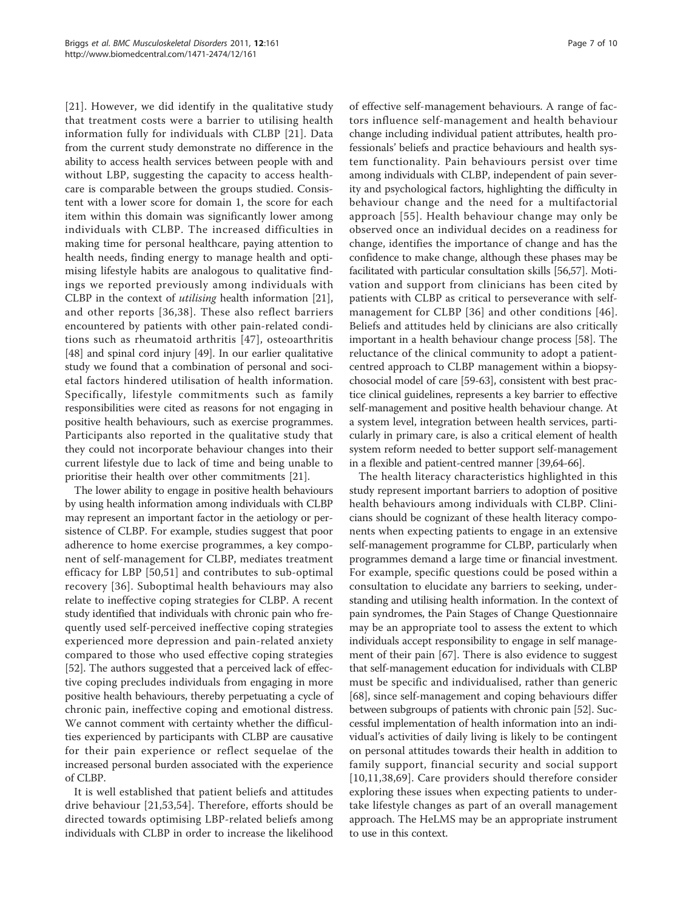[21]. However, we did identify in the qualitative study that treatment costs were a barrier to utilising health information fully for individuals with CLBP [21]. Data from the current study demonstrate no difference in the ability to access health services between people with and without LBP, suggesting the capacity to access healthcare is comparable between the groups studied. Consistent with a lower score for domain 1, the score for each item within this domain was significantly lower among individuals with CLBP. The increased difficulties in making time for personal healthcare, paying attention to health needs, finding energy to manage health and optimising lifestyle habits are analogous to qualitative findings we reported previously among individuals with CLBP in the context of *utilising* health information [21], and other reports [36,38]. These also reflect barriers encountered by patients with other pain-related conditions such as rheumatoid arthritis [47], osteoarthritis [48] and spinal cord injury [49]. In our earlier qualitative study we found that a combination of personal and societal factors hindered utilisation of health information. Specifically, lifestyle commitments such as family responsibilities were cited as reasons for not engaging in positive health behaviours, such as exercise programmes. Participants also reported in the qualitative study that they could not incorporate behaviour changes into their current lifestyle due to lack of time and being unable to prioritise their health over other commitments [21].

The lower ability to engage in positive health behaviours by using health information among individuals with CLBP may represent an important factor in the aetiology or persistence of CLBP. For example, studies suggest that poor adherence to home exercise programmes, a key component of self-management for CLBP, mediates treatment efficacy for LBP [50,51] and contributes to sub-optimal recovery [36]. Suboptimal health behaviours may also relate to ineffective coping strategies for CLBP. A recent study identified that individuals with chronic pain who frequently used self-perceived ineffective coping strategies experienced more depression and pain-related anxiety compared to those who used effective coping strategies [52]. The authors suggested that a perceived lack of effective coping precludes individuals from engaging in more positive health behaviours, thereby perpetuating a cycle of chronic pain, ineffective coping and emotional distress. We cannot comment with certainty whether the difficulties experienced by participants with CLBP are causative for their pain experience or reflect sequelae of the increased personal burden associated with the experience of CLBP.

It is well established that patient beliefs and attitudes drive behaviour [21,53,54]. Therefore, efforts should be directed towards optimising LBP-related beliefs among individuals with CLBP in order to increase the likelihood of effective self-management behaviours. A range of factors influence self-management and health behaviour change including individual patient attributes, health professionals' beliefs and practice behaviours and health system functionality. Pain behaviours persist over time among individuals with CLBP, independent of pain severity and psychological factors, highlighting the difficulty in behaviour change and the need for a multifactorial approach [55]. Health behaviour change may only be observed once an individual decides on a readiness for change, identifies the importance of change and has the confidence to make change, although these phases may be facilitated with particular consultation skills [56,57]. Motivation and support from clinicians has been cited by patients with CLBP as critical to perseverance with self-management for CLBP [36] and other conditions [46]. Beliefs and attitudes held by clinicians are also critically important in a health behaviour change process [58]. The reluctance of the clinical community to adopt a patient-centred approach to CLBP management within a biopsychosocial model of care [59-63], consistent with best practice clinical guidelines, represents a key barrier to effective self-management and positive health behaviour change. At a system level, integration between health services, particularly in primary care, is also a critical element of health system reform needed to better support self-management in a flexible and patient-centred manner [39,64-66].

The health literacy characteristics highlighted in this study represent important barriers to adoption of positive health behaviours among individuals with CLBP. Clinicians should be cognizant of these health literacy components when expecting patients to engage in an extensive self-management programme for CLBP, particularly when programmes demand a large time or financial investment. For example, specific questions could be posed within a consultation to elucidate any barriers to seeking, understanding and utilising health information. In the context of pain syndromes, the Pain Stages of Change Questionnaire may be an appropriate tool to assess the extent to which individuals accept responsibility to engage in self management of their pain [67]. There is also evidence to suggest that self-management education for individuals with CLBP must be specific and individualised, rather than generic [68], since self-management and coping behaviours differ between subgroups of patients with chronic pain [52]. Successful implementation of health information into an individual's activities of daily living is likely to be contingent on personal attitudes towards their health in addition to family support, financial security and social support [10,11,38,69]. Care providers should therefore consider exploring these issues when expecting patients to undertake lifestyle changes as part of an overall management approach. The HeLMS may be an appropriate instrument to use in this context.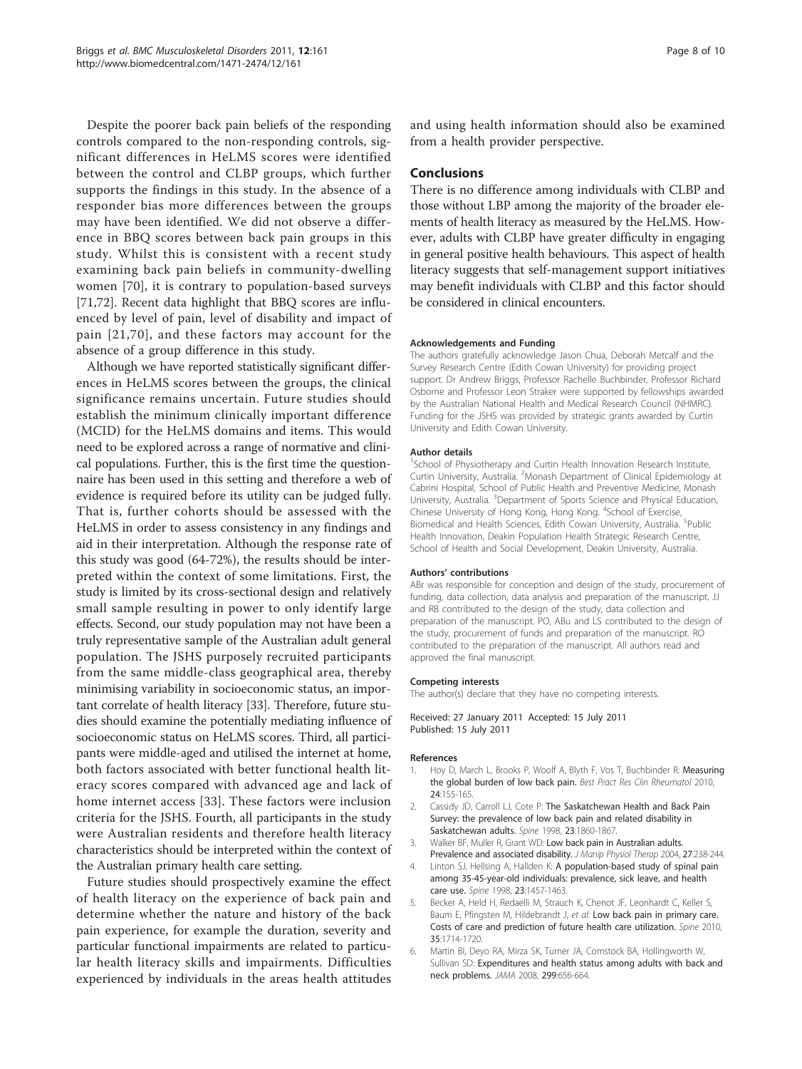Despite the poorer back pain beliefs of the responding controls compared to the non-responding controls, significant differences in HeLMS scores were identified between the control and CLBP groups, which further supports the findings in this study. In the absence of a responder bias more differences between the groups may have been identified. We did not observe a difference in BBQ scores between back pain groups in this study. Whilst this is consistent with a recent study examining back pain beliefs in community-dwelling women [70], it is contrary to population-based surveys [71,72]. Recent data highlight that BBQ scores are influenced by level of pain, level of disability and impact of pain [21,70], and these factors may account for the absence of a group difference in this study.

Although we have reported statistically significant differences in HeLMS scores between the groups, the clinical significance remains uncertain. Future studies should establish the minimum clinically important difference (MCID) for the HeLMS domains and items. This would need to be explored across a range of normative and clinical populations. Further, this is the first time the questionnaire has been used in this setting and therefore a web of evidence is required before its utility can be judged fully. That is, further cohorts should be assessed with the HeLMS in order to assess consistency in any findings and aid in their interpretation. Although the response rate of this study was good (64-72%), the results should be interpreted within the context of some limitations. First, the study is limited by its cross-sectional design and relatively small sample resulting in power to only identify large effects. Second, our study population may not have been a truly representative sample of the Australian adult general population. The JSHS purposely recruited participants from the same middle-class geographical area, thereby minimising variability in socioeconomic status, an important correlate of health literacy [33]. Therefore, future studies should examine the potentially mediating influence of socioeconomic status on HeLMS scores. Third, all participants were middle-aged and utilised the internet at home, both factors associated with better functional health literacy scores compared with advanced age and lack of home internet access [33]. These factors were inclusion criteria for the JSHS. Fourth, all participants in the study were Australian residents and therefore health literacy characteristics should be interpreted within the context of the Australian primary health care setting.

Future studies should prospectively examine the effect of health literacy on the experience of back pain and determine whether the nature and history of the back pain experience, for example the duration, severity and particular functional impairments are related to particular health literacy skills and impairments. Difficulties experienced by individuals in the areas health attitudes and using health information should also be examined from a health provider perspective.

## Conclusions

There is no difference among individuals with CLBP and those without LBP among the majority of the broader elements of health literacy as measured by the HeLMS. However, adults with CLBP have greater difficulty in engaging in general positive health behaviours. This aspect of health literacy suggests that self-management support initiatives may benefit individuals with CLBP and this factor should be considered in clinical encounters.

#### Acknowledgements and Funding

The authors gratefully acknowledge Jason Chua, Deborah Metcalf and the Survey Research Centre (Edith Cowan University) for providing project support. Dr Andrew Briggs, Professor Rachelle Buchbinder, Professor Richard Osborne and Professor Leon Straker were supported by fellowships awarded by the Australian National Health and Medical Research Council (NHMRC). Funding for the JSHS was provided by strategic grants awarded by Curtin University and Edith Cowan University.

#### Author details

[1]School of Physiotherapy and Curtin Health Innovation Research Institute, Curtin University, Australia. [2]Monash Department of Clinical Epidemiology at Cabrini Hospital, School of Public Health and Preventive Medicine, Monash University, Australia. [3]Department of Sports Science and Physical Education, Chinese University of Hong Kong, Hong Kong. [4]School of Exercise, Biomedical and Health Sciences, Edith Cowan University, Australia. [5]Public Health Innovation, Deakin Population Health Strategic Research Centre, School of Health and Social Development, Deakin University, Australia.

#### Authors' contributions

ABr was responsible for conception and design of the study, procurement of funding, data collection, data analysis and preparation of the manuscript. JJ and RB contributed to the design of the study, data collection and preparation of the manuscript. PO, ABu and LS contributed to the design of the study, procurement of funds and preparation of the manuscript. RO contributed to the preparation of the manuscript. All authors read and approved the final manuscript.

#### Competing interests

The author(s) declare that they have no competing interests.

Received: 27 January 2011 Accepted: 15 July 2011
Published: 15 July 2011

#### References

1. Hoy D, March L, Brooks P, Woolf A, Blyth F, Vos T, Buchbinder R: **Measuring the global burden of low back pain.** *Best Pract Res Clin Rheumatol* 2010, **24**:155-165.
2. Cassidy JD, Carroll LJ, Cote P: **The Saskatchewan Health and Back Pain Survey: the prevalence of low back pain and related disability in Saskatchewan adults.** *Spine* 1998, **23**:1860-1867.
3. Walker BF, Muller R, Grant WD: **Low back pain in Australian adults. Prevalence and associated disability.** *J Manip Physiol Therap* 2004, **27**:238-244.
4. Linton SJ, Hellsing A, Hallden K: **A population-based study of spinal pain among 35-45-year-old individuals: prevalence, sick leave, and health care use.** *Spine* 1998, **23**:1457-1463.
5. Becker A, Held H, Redaelli M, Strauch K, Chenot JF, Leonhardt C, Keller S, Baum E, Pfingsten M, Hildebrandt J, *et al*: **Low back pain in primary care. Costs of care and prediction of future health care utilization.** *Spine* 2010, **35**:1714-1720.
6. Martin BI, Deyo RA, Mirza SK, Turner JA, Comstock BA, Hollingworth W, Sullivan SD: **Expenditures and health status among adults with back and neck problems.** *JAMA* 2008, **299**:656-664.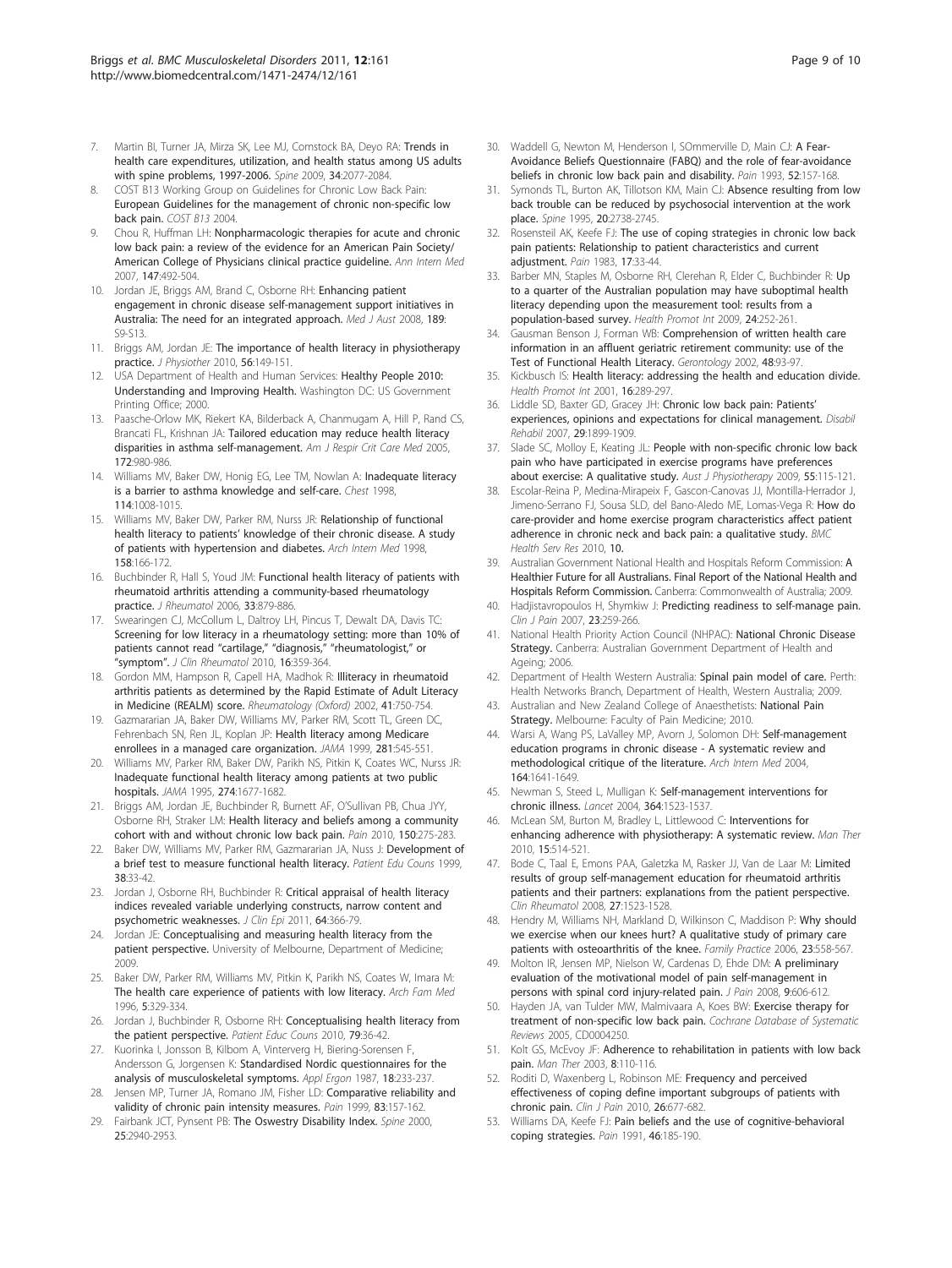7. Martin BI, Turner JA, Mirza SK, Lee MJ, Comstock BA, Deyo RA: **Trends in health care expenditures, utilization, and health status among US adults with spine problems, 1997-2006.** *Spine* 2009, **34**:2077-2084.
8. COST B13 Working Group on Guidelines for Chronic Low Back Pain: **European Guidelines for the management of chronic non-specific low back pain.** *COST B13* 2004.
9. Chou R, Huffman LH: **Nonpharmacologic therapies for acute and chronic low back pain: a review of the evidence for an American Pain Society/ American College of Physicians clinical practice guideline.** *Ann Intern Med* 2007, **147**:492-504.
10. Jordan JE, Briggs AM, Brand C, Osborne RH: **Enhancing patient engagement in chronic disease self-management support initiatives in Australia: The need for an integrated approach.** *Med J Aust* 2008, **189**: S9-S13.
11. Briggs AM, Jordan JE: **The importance of health literacy in physiotherapy practice.** *J Physiother* 2010, **56**:149-151.
12. USA Department of Health and Human Services: **Healthy People 2010: Understanding and Improving Health.** Washington DC: US Government Printing Office; 2000.
13. Paasche-Orlow MK, Riekert KA, Bilderback A, Chanmugam A, Hill P, Rand CS, Brancati FL, Krishnan JA: **Tailored education may reduce health literacy disparities in asthma self-management.** *Am J Respir Crit Care Med* 2005, **172**:980-986.
14. Williams MV, Baker DW, Honig EG, Lee TM, Nowlan A: **Inadequate literacy is a barrier to asthma knowledge and self-care.** *Chest* 1998, **114**:1008-1015.
15. Williams MV, Baker DW, Parker RM, Nurss JR: **Relationship of functional health literacy to patients' knowledge of their chronic disease. A study of patients with hypertension and diabetes.** *Arch Intern Med* 1998, **158**:166-172.
16. Buchbinder R, Hall S, Youd JM: **Functional health literacy of patients with rheumatoid arthritis attending a community-based rheumatology practice.** *J Rheumatol* 2006, **33**:879-886.
17. Swearingen CJ, McCollum L, Daltroy LH, Pincus T, Dewalt DA, Davis TC: **Screening for low literacy in a rheumatology setting: more than 10% of patients cannot read "cartilage," "diagnosis," "rheumatologist," or "symptom".** *J Clin Rheumatol* 2010, **16**:359-364.
18. Gordon MM, Hampson R, Capell HA, Madhok R: **Illiteracy in rheumatoid arthritis patients as determined by the Rapid Estimate of Adult Literacy in Medicine (REALM) score.** *Rheumatology (Oxford)* 2002, **41**:750-754.
19. Gazmararian JA, Baker DW, Williams MV, Parker RM, Scott TL, Green DC, Fehrenbach SN, Ren JL, Koplan JP: **Health literacy among Medicare enrollees in a managed care organization.** *JAMA* 1999, **281**:545-551.
20. Williams MV, Parker RM, Baker DW, Parikh NS, Pitkin K, Coates WC, Nurss JR: **Inadequate functional health literacy among patients at two public hospitals.** *JAMA* 1995, **274**:1677-1682.
21. Briggs AM, Jordan JE, Buchbinder R, Burnett AF, O'Sullivan PB, Chua JYY, Osborne RH, Straker LM: **Health literacy and beliefs among a community cohort with and without chronic low back pain.** *Pain* 2010, **150**:275-283.
22. Baker DW, Williams MV, Parker RM, Gazmararian JA, Nuss J: **Development of a brief test to measure functional health literacy.** *Patient Edu Couns* 1999, **38**:33-42.
23. Jordan J, Osborne RH, Buchbinder R: **Critical appraisal of health literacy indices revealed variable underlying constructs, narrow content and psychometric weaknesses.** *J Clin Epi* 2011, **64**:366-79.
24. Jordan JE: **Conceptualising and measuring health literacy from the patient perspective.** University of Melbourne, Department of Medicine; 2009.
25. Baker DW, Parker RM, Williams MV, Pitkin K, Parikh NS, Coates W, Imara M: **The health care experience of patients with low literacy.** *Arch Fam Med* 1996, **5**:329-334.
26. Jordan J, Buchbinder R, Osborne RH: **Conceptualising health literacy from the patient perspective.** *Patient Educ Couns* 2010, **79**:36-42.
27. Kuorinka I, Jonsson B, Kilbom A, Vinterverg H, Biering-Sorensen F, Andersson G, Jorgensen K: **Standardised Nordic questionnaires for the analysis of musculoskeletal symptoms.** *Appl Ergon* 1987, **18**:233-237.
28. Jensen MP, Turner JA, Romano JM, Fisher LD: **Comparative reliability and validity of chronic pain intensity measures.** *Pain* 1999, **83**:157-162.
29. Fairbank JCT, Pynsent PB: **The Oswestry Disability Index.** *Spine* 2000, **25**:2940-2953.
30. Waddell G, Newton M, Henderson I, SOmmerville D, Main CJ: **A Fear-Avoidance Beliefs Questionnaire (FABQ) and the role of fear-avoidance beliefs in chronic low back pain and disability.** *Pain* 1993, **52**:157-168.
31. Symonds TL, Burton AK, Tillotson KM, Main CJ: **Absence resulting from low back trouble can be reduced by psychosocial intervention at the work place.** *Spine* 1995, **20**:2738-2745.
32. Rosensteil AK, Keefe FJ: **The use of coping strategies in chronic low back pain patients: Relationship to patient characteristics and current adjustment.** *Pain* 1983, **17**:33-44.
33. Barber MN, Staples M, Osborne RH, Clerehan R, Elder C, Buchbinder R: **Up to a quarter of the Australian population may have suboptimal health literacy depending upon the measurement tool: results from a population-based survey.** *Health Promot Int* 2009, **24**:252-261.
34. Gausman Benson J, Forman WB: **Comprehension of written health care information in an affluent geriatric retirement community: use of the Test of Functional Health Literacy.** *Gerontology* 2002, **48**:93-97.
35. Kickbusch IS: **Health literacy: addressing the health and education divide.** *Health Promot Int* 2001, **16**:289-297.
36. Liddle SD, Baxter GD, Gracey JH: **Chronic low back pain: Patients' experiences, opinions and expectations for clinical management.** *Disabil Rehabil* 2007, **29**:1899-1909.
37. Slade SC, Molloy E, Keating JL: **People with non-specific chronic low back pain who have participated in exercise programs have preferences about exercise: A qualitative study.** *Aust J Physiotherapy* 2009, **55**:115-121.
38. Escolar-Reina P, Medina-Mirapeix F, Gascon-Canovas JJ, Montilla-Herrador J, Jimeno-Serrano FJ, Sousa SLD, del Bano-Aledo ME, Lomas-Vega R: **How do care-provider and home exercise program characteristics affect patient adherence in chronic neck and back pain: a qualitative study.** *BMC Health Serv Res* 2010, **10**.
39. Australian Government National Health and Hospitals Reform Commission: **A Healthier Future for all Australians. Final Report of the National Health and Hospitals Reform Commission.** Canberra: Commonwealth of Australia; 2009.
40. Hadjistavropoulos H, Shymkiw J: **Predicting readiness to self-manage pain.** *Clin J Pain* 2007, **23**:259-266.
41. National Health Priority Action Council (NHPAC): **National Chronic Disease Strategy.** Canberra: Australian Government Department of Health and Ageing; 2006.
42. Department of Health Western Australia: **Spinal pain model of care.** Perth: Health Networks Branch, Department of Health, Western Australia; 2009.
43. Australian and New Zealand College of Anaesthetists: **National Pain Strategy.** Melbourne: Faculty of Pain Medicine; 2010.
44. Warsi A, Wang PS, LaValley MP, Avorn J, Solomon DH: **Self-management education programs in chronic disease - A systematic review and methodological critique of the literature.** *Arch Intern Med* 2004, **164**:1641-1649.
45. Newman S, Steed L, Mulligan K: **Self-management interventions for chronic illness.** *Lancet* 2004, **364**:1523-1537.
46. McLean SM, Burton M, Bradley L, Littlewood C: **Interventions for enhancing adherence with physiotherapy: A systematic review.** *Man Ther* 2010, **15**:514-521.
47. Bode C, Taal E, Emons PAA, Galetzka M, Rasker JJ, Van de Laar M: **Limited results of group self-management education for rheumatoid arthritis patients and their partners: explanations from the patient perspective.** *Clin Rheumatol* 2008, **27**:1523-1528.
48. Hendry M, Williams NH, Markland D, Wilkinson C, Maddison P: **Why should we exercise when our knees hurt? A qualitative study of primary care patients with osteoarthritis of the knee.** *Family Practice* 2006, **23**:558-567.
49. Molton IR, Jensen MP, Nielson W, Cardenas D, Ehde DM: **A preliminary evaluation of the motivational model of pain self-management in persons with spinal cord injury-related pain.** *J Pain* 2008, **9**:606-612.
50. Hayden JA, van Tulder MW, Malmivaara A, Koes BW: **Exercise therapy for treatment of non-specific low back pain.** *Cochrane Database of Systematic Reviews* 2005, CD0004250.
51. Kolt GS, McEvoy JF: **Adherence to rehabilitation in patients with low back pain.** *Man Ther* 2003, **8**:110-116.
52. Roditi D, Waxenberg L, Robinson ME: **Frequency and perceived effectiveness of coping define important subgroups of patients with chronic pain.** *Clin J Pain* 2010, **26**:677-682.
53. Williams DA, Keefe FJ: **Pain beliefs and the use of cognitive-behavioral coping strategies.** *Pain* 1991, **46**:185-190.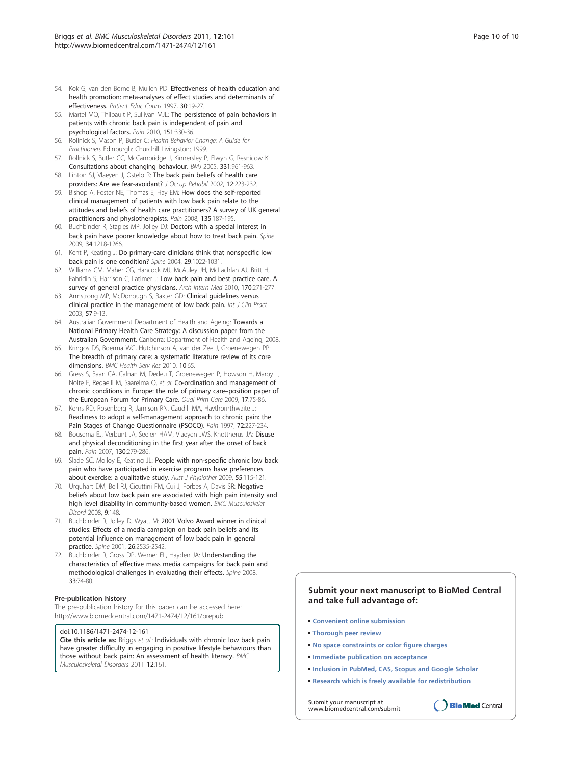54. Kok G, van den Borne B, Mullen PD: **Effectiveness of health education and health promotion: meta-analyses of effect studies and determinants of effectiveness.** *Patient Educ Couns* 1997, **30**:19-27.
55. Martel MO, Thilbault P, Sullivan MJL: **The persistence of pain behaviors in patients with chronic back pain is independent of pain and psychological factors.** *Pain* 2010, **151**:330-36.
56. Rollnick S, Mason P, Butler C: *Health Behavior Change: A Guide for Practitioners* Edinburgh: Churchill Livingston; 1999.
57. Rollnick S, Butler CC, McCambridge J, Kinnersley P, Elwyn G, Resnicow K: **Consultations about changing behaviour.** *BMJ* 2005, **331**:961-963.
58. Linton SJ, Vlaeyen J, Ostelo R: **The back pain beliefs of health care providers: Are we fear-avoidant?** *J Occup Rehabil* 2002, **12**:223-232.
59. Bishop A, Foster NE, Thomas E, Hay EM: **How does the self-reported clinical management of patients with low back pain relate to the attitudes and beliefs of health care practitioners? A survey of UK general practitioners and physiotherapists.** *Pain* 2008, **135**:187-195.
60. Buchbinder R, Staples MP, Jolley DJ: **Doctors with a special interest in back pain have poorer knowledge about how to treat back pain.** *Spine* 2009, **34**:1218-1266.
61. Kent P, Keating J: **Do primary-care clinicians think that nonspecific low back pain is one condition?** *Spine* 2004, **29**:1022-1031.
62. Williams CM, Maher CG, Hancock MJ, McAuley JH, McLachlan AJ, Britt H, Fahridin S, Harrison C, Latimer J: **Low back pain and best practice care. A survey of general practice physicians.** *Arch Intern Med* 2010, **170**:271-277.
63. Armstrong MP, McDonough S, Baxter GD: **Clinical guidelines versus clinical practice in the management of low back pain.** *Int J Clin Pract* 2003, **57**:9-13.
64. Australian Government Department of Health and Ageing: **Towards a National Primary Health Care Strategy: A discussion paper from the Australian Government.** Canberra: Department of Health and Ageing; 2008.
65. Kringos DS, Boerma WG, Hutchinson A, van der Zee J, Groenewegen PP: **The breadth of primary care: a systematic literature review of its core dimensions.** *BMC Health Serv Res* 2010, **10**:65.
66. Gress S, Baan CA, Calnan M, Dedeu T, Groenewegen P, Howson H, Maroy L, Nolte E, Redaelli M, Saarelma O, *et al*: **Co-ordination and management of chronic conditions in Europe: the role of primary care–position paper of the European Forum for Primary Care.** *Qual Prim Care* 2009, **17**:75-86.
67. Kerns RD, Rosenberg R, Jamison RN, Caudill MA, Haythornthwaite J: **Readiness to adopt a self-management approach to chronic pain: the Pain Stages of Change Questionnaire (PSOCQ).** *Pain* 1997, **72**:227-234.
68. Bousema EJ, Verbunt JA, Seelen HAM, Vlaeyen JWS, Knottnerus JA: **Disuse and physical deconditioning in the first year after the onset of back pain.** *Pain* 2007, **130**:279-286.
69. Slade SC, Molloy E, Keating JL: **People with non-specific chronic low back pain who have participated in exercise programs have preferences about exercise: a qualitative study.** *Aust J Physiother* 2009, **55**:115-121.
70. Urquhart DM, Bell RJ, Cicuttini FM, Cui J, Forbes A, Davis SR: **Negative beliefs about low back pain are associated with high pain intensity and high level disability in community-based women.** *BMC Musculoskelet Disord* 2008, **9**:148.
71. Buchbinder R, Jolley D, Wyatt M: **2001 Volvo Award winner in clinical studies: Effects of a media campaign on back pain beliefs and its potential influence on management of low back pain in general practice.** *Spine* 2001, **26**:2535-2542.
72. Buchbinder R, Gross DP, Werner EL, Hayden JA: **Understanding the characteristics of effective mass media campaigns for back pain and methodological challenges in evaluating their effects.** *Spine* 2008, **33**:74-80.

### Pre-publication history

The pre-publication history for this paper can be accessed here: http://www.biomedcentral.com/1471-2474/12/161/prepub

doi:10.1186/1471-2474-12-161

**Cite this article as:** Briggs *et al.*: Individuals with chronic low back pain have greater difficulty in engaging in positive lifestyle behaviours than those without back pain: An assessment of health literacy. *BMC Musculoskeletal Disorders* 2011 **12**:161.

**Submit your next manuscript to BioMed Central and take full advantage of:**

- Convenient online submission
- Thorough peer review
- No space constraints or color figure charges
- Immediate publication on acceptance
- Inclusion in PubMed, CAS, Scopus and Google Scholar
- Research which is freely available for redistribution

Submit your manuscript at www.biomedcentral.com/submit

BioMed Central